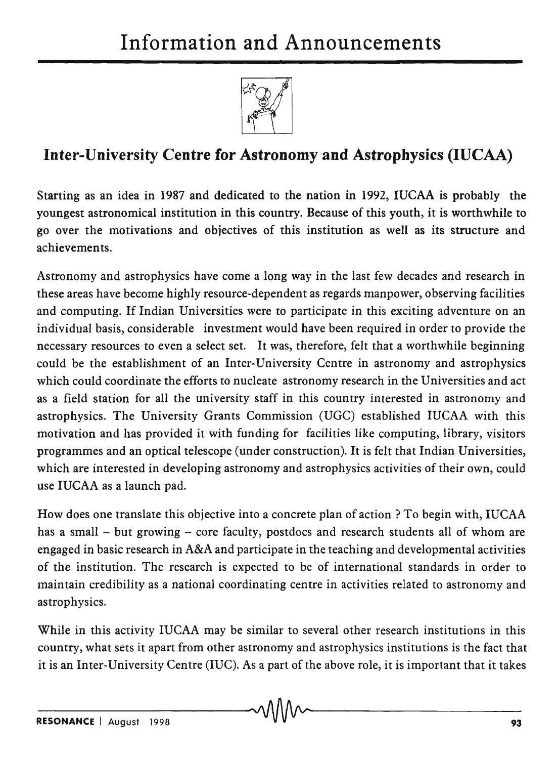# Information and Announcements

## Inter-University Centre for Astronomy and Astrophysics (IUCAA)

Starting as an idea in 1987 and dedicated to the nation in 1992, IUCAA is probably the youngest astronomical institution in this country. Because of this youth, it is worthwhile to go over the motivations and objectives of this institution as well as its structure and achievements.

Astronomy and astrophysics have come a long way in the last few decades and research in these areas have become highly resource-dependent as regards manpower, observing facilities and computing. If Indian Universities were to participate in this exciting adventure on an individual basis, considerable investment would have been required in order to provide the necessary resources to even a select set. It was, therefore, felt that a worthwhile beginning could be the establishment of an Inter-University Centre in astronomy and astrophysics which could coordinate the efforts to nucleate astronomy research in the Universities and act as a field station for all the university staff in this country interested in astronomy and astrophysics. The University Grants Commission (UGC) established IUCAA with this motivation and has provided it with funding for facilities like computing, library, visitors programmes and an optical telescope (under construction). It is felt that Indian Universities, which are interested in developing astronomy and astrophysics activities of their own, could use IUCAA as a launch pad.

How does one translate this objective into a concrete plan of action ? To begin with, IUCAA has a small – but growing – core faculty, postdocs and research students all of whom are engaged in basic research in A&A and participate in the teaching and developmental activities of the institution. The research is expected to be of international standards in order to maintain credibility as a national coordinating centre in activities related to astronomy and astrophysics.

While in this activity IUCAA may be similar to several other research institutions in this country, what sets it apart from other astronomy and astrophysics institutions is the fact that it is an Inter-University Centre (IUC). As a part of the above role, it is important that it takes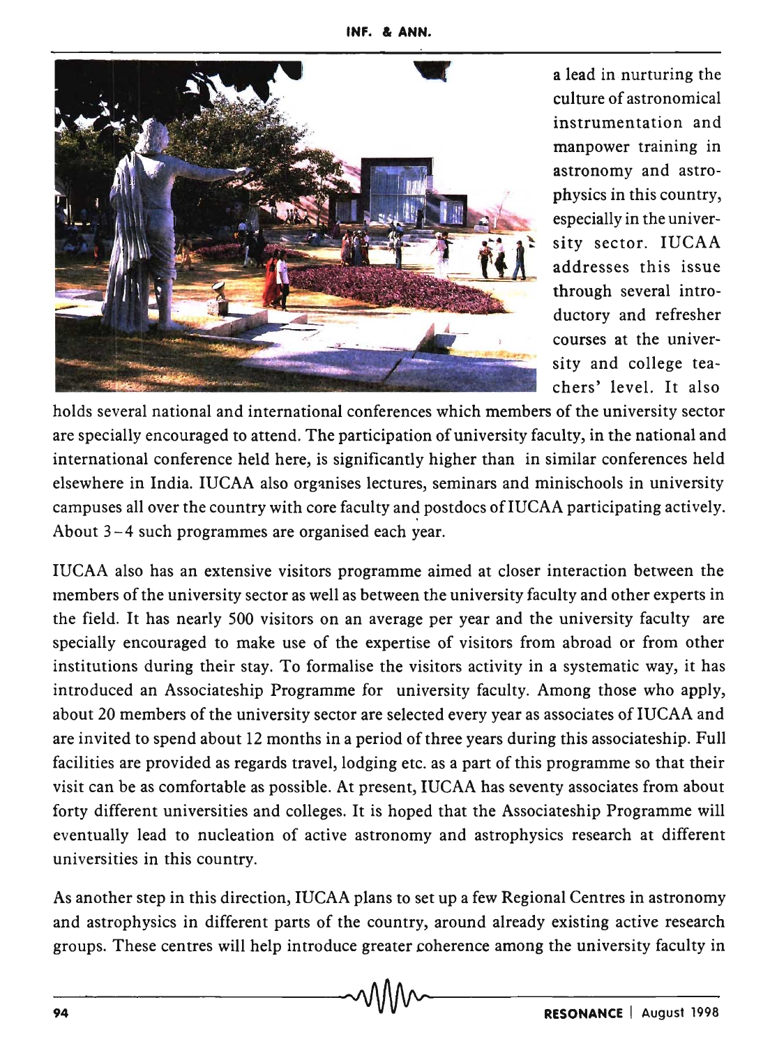a lead in nurturing the culture of astronomical instrumentation and manpower training in astronomy and astrophysics in this country, especially in the university sector. IUCAA addresses this issue through several introductory and refresher courses at the university and college teachers' level. It also holds several national and international conferences which members of the university sector are specially encouraged to attend. The participation of university faculty, in the national and international conference held here, is significantly higher than in similar conferences held elsewhere in India. IUCAA also organises lectures, seminars and minischools in university campuses all over the country with core faculty and postdocs of IUCAA participating actively. About 3–4 such programmes are organised each year.

IUCAA also has an extensive visitors programme aimed at closer interaction between the members of the university sector as well as between the university faculty and other experts in the field. It has nearly 500 visitors on an average per year and the university faculty are specially encouraged to make use of the expertise of visitors from abroad or from other institutions during their stay. To formalise the visitors activity in a systematic way, it has introduced an Associateship Programme for university faculty. Among those who apply, about 20 members of the university sector are selected every year as associates of IUCAA and are invited to spend about 12 months in a period of three years during this associateship. Full facilities are provided as regards travel, lodging etc. as a part of this programme so that their visit can be as comfortable as possible. At present, IUCAA has seventy associates from about forty different universities and colleges. It is hoped that the Associateship Programme will eventually lead to nucleation of active astronomy and astrophysics research at different universities in this country.

As another step in this direction, IUCAA plans to set up a few Regional Centres in astronomy and astrophysics in different parts of the country, around already existing active research groups. These centres will help introduce greater coherence among the university faculty in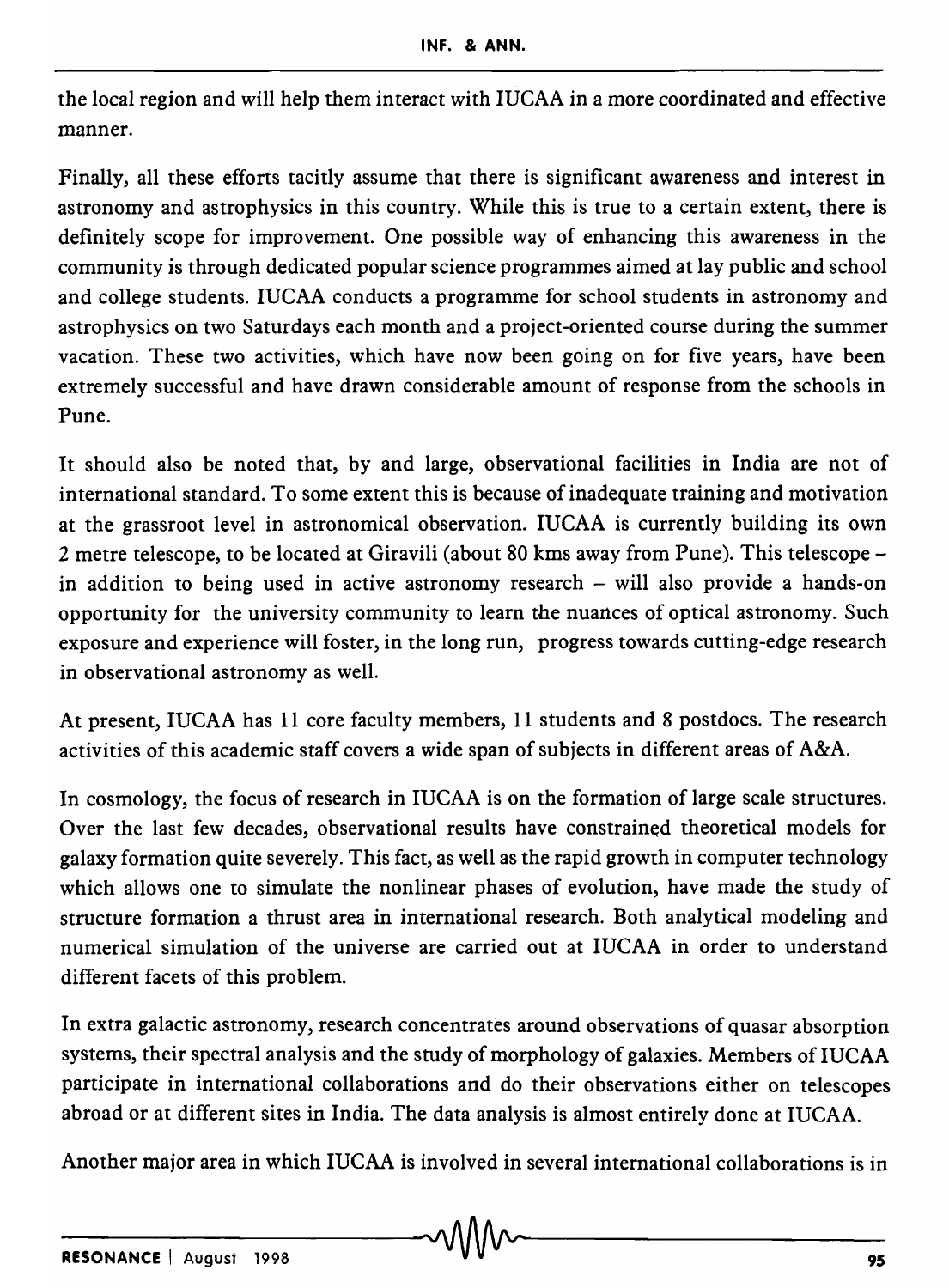the local region and will help them interact with IUCAA in a more coordinated and effective manner.

Finally, all these efforts tacitly assume that there is significant awareness and interest in astronomy and astrophysics in this country. While this is true to a certain extent, there is definitely scope for improvement. One possible way of enhancing this awareness in the community is through dedicated popular science programmes aimed at lay public and school and college students. IUCAA conducts a programme for school students in astronomy and astrophysics on two Saturdays each month and a project-oriented course during the summer vacation. These two activities, which have now been going on for five years, have been extremely successful and have drawn considerable amount of response from the schools in Pune.

It should also be noted that, by and large, observational facilities in India are not of international standard. To some extent this is because of inadequate training and motivation at the grassroot level in astronomical observation. IUCAA is currently building its own 2 metre telescope, to be located at Giravili (about 80 kms away from Pune). This telescope – in addition to being used in active astronomy research – will also provide a hands-on opportunity for the university community to learn the nuances of optical astronomy. Such exposure and experience will foster, in the long run, progress towards cutting-edge research in observational astronomy as well.

At present, IUCAA has 11 core faculty members, 11 students and 8 postdocs. The research activities of this academic staff covers a wide span of subjects in different areas of A&A.

In cosmology, the focus of research in IUCAA is on the formation of large scale structures. Over the last few decades, observational results have constrained theoretical models for galaxy formation quite severely. This fact, as well as the rapid growth in computer technology which allows one to simulate the nonlinear phases of evolution, have made the study of structure formation a thrust area in international research. Both analytical modeling and numerical simulation of the universe are carried out at IUCAA in order to understand different facets of this problem.

In extra galactic astronomy, research concentrates around observations of quasar absorption systems, their spectral analysis and the study of morphology of galaxies. Members of IUCAA participate in international collaborations and do their observations either on telescopes abroad or at different sites in India. The data analysis is almost entirely done at IUCAA.

Another major area in which IUCAA is involved in several international collaborations is in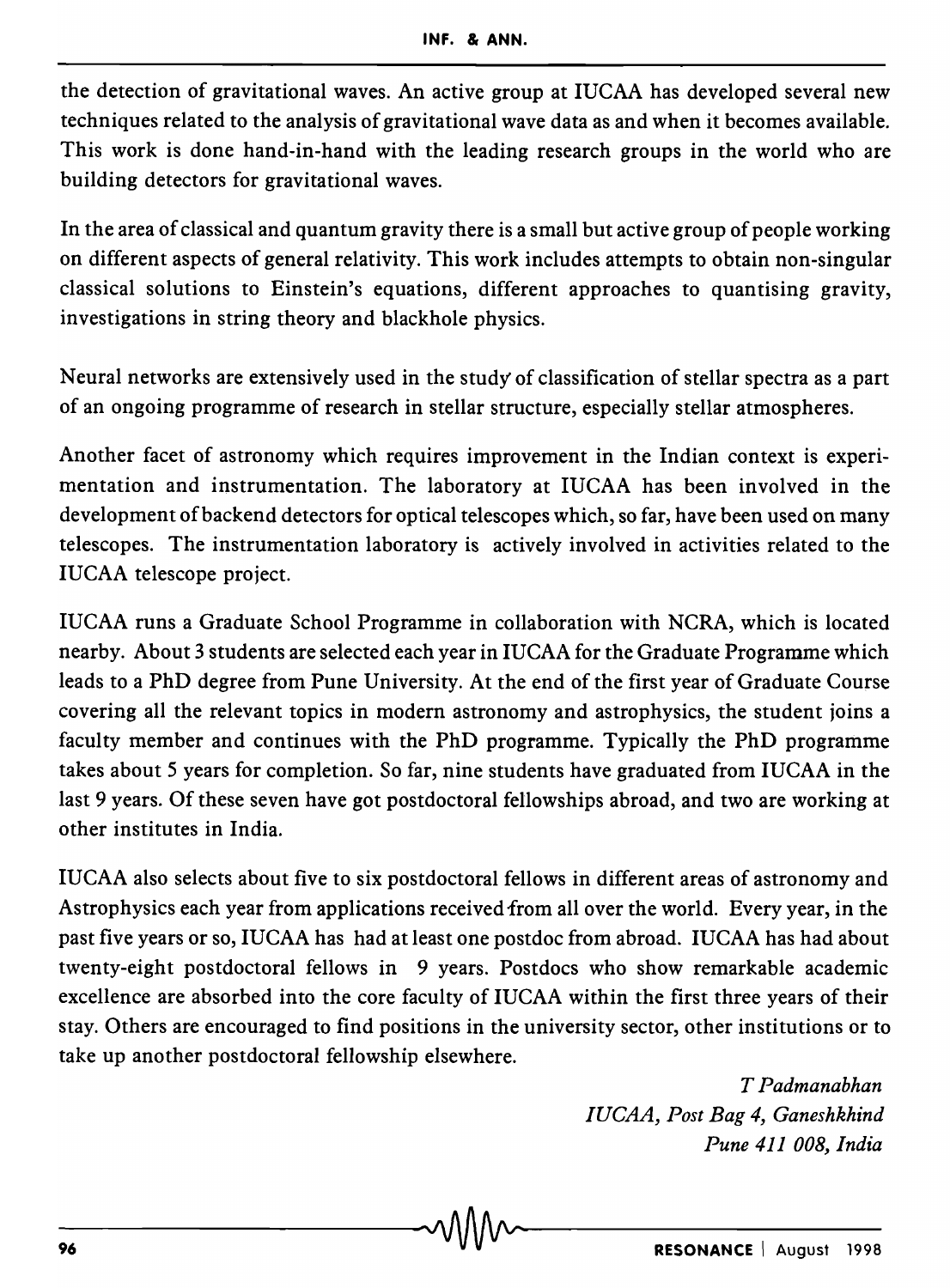the detection of gravitational waves. An active group at IUCAA has developed several new techniques related to the analysis of gravitational wave data as and when it becomes available. This work is done hand-in-hand with the leading research groups in the world who are building detectors for gravitational waves.

In the area of classical and quantum gravity there is a small but active group of people working on different aspects of general relativity. This work includes attempts to obtain non-singular classical solutions to Einstein's equations, different approaches to quantising gravity, investigations in string theory and blackhole physics.

Neural networks are extensively used in the study of classification of stellar spectra as a part of an ongoing programme of research in stellar structure, especially stellar atmospheres.

Another facet of astronomy which requires improvement in the Indian context is experimentation and instrumentation. The laboratory at IUCAA has been involved in the development of backend detectors for optical telescopes which, so far, have been used on many telescopes. The instrumentation laboratory is actively involved in activities related to the IUCAA telescope project.

IUCAA runs a Graduate School Programme in collaboration with NCRA, which is located nearby. About 3 students are selected each year in IUCAA for the Graduate Programme which leads to a PhD degree from Pune University. At the end of the first year of Graduate Course covering all the relevant topics in modern astronomy and astrophysics, the student joins a faculty member and continues with the PhD programme. Typically the PhD programme takes about 5 years for completion. So far, nine students have graduated from IUCAA in the last 9 years. Of these seven have got postdoctoral fellowships abroad, and two are working at other institutes in India.

IUCAA also selects about five to six postdoctoral fellows in different areas of astronomy and Astrophysics each year from applications received from all over the world. Every year, in the past five years or so, IUCAA has had at least one postdoc from abroad. IUCAA has had about twenty-eight postdoctoral fellows in 9 years. Postdocs who show remarkable academic excellence are absorbed into the core faculty of IUCAA within the first three years of their stay. Others are encouraged to find positions in the university sector, other institutions or to take up another postdoctoral fellowship elsewhere.

*T Padmanabhan*
*IUCAA, Post Bag 4, Ganeshkhind*
*Pune 411 008, India*